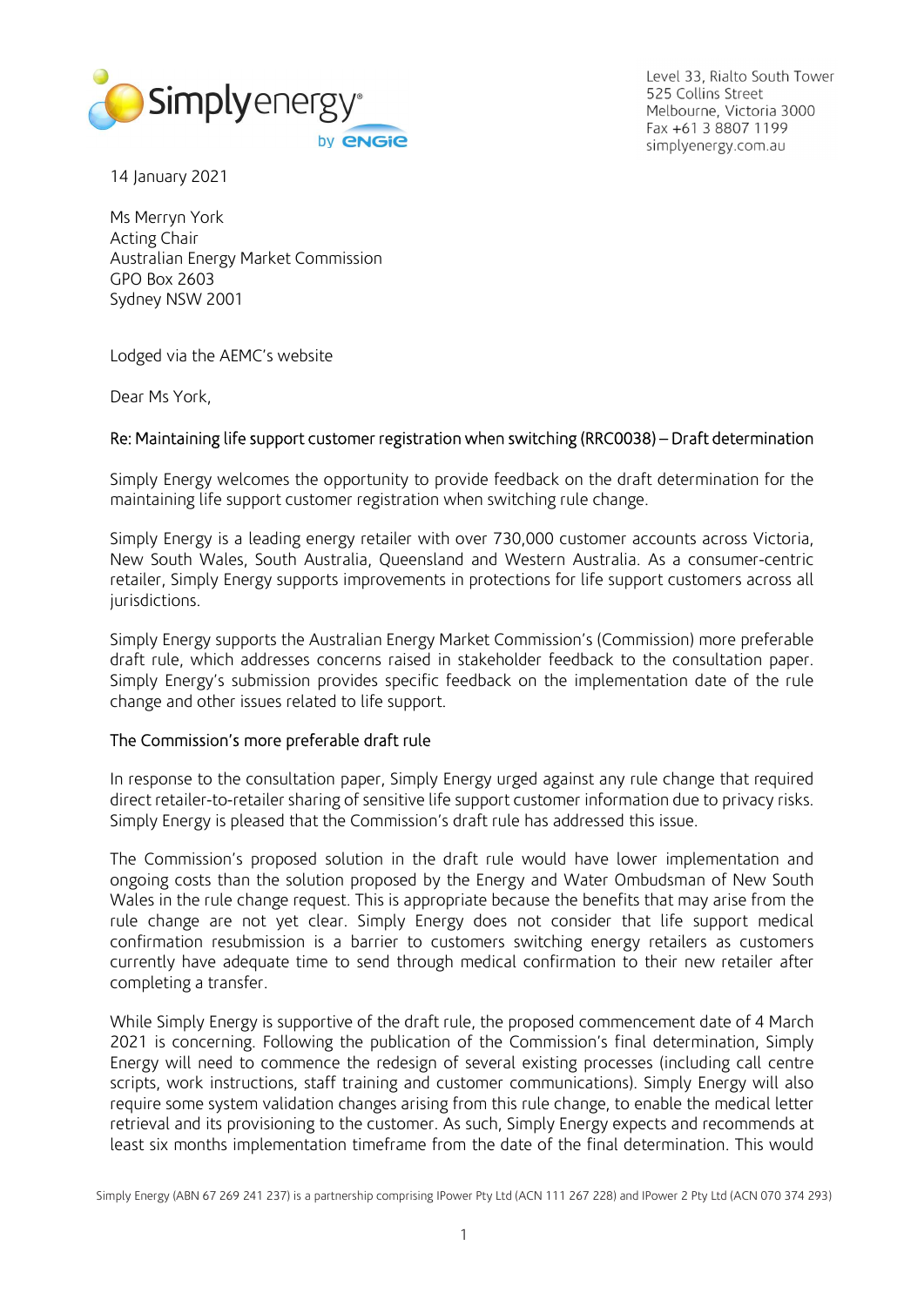Level 33, Rialto South Tower
525 Collins Street
Melbourne, Victoria 3000
Fax +61 3 8807 1199
simplyenergy.com.au

14 January 2021

Ms Merryn York
Acting Chair
Australian Energy Market Commission
GPO Box 2603
Sydney NSW 2001

Lodged via the AEMC's website

Dear Ms York,

Re: Maintaining life support customer registration when switching (RRC0038) – Draft determination

Simply Energy welcomes the opportunity to provide feedback on the draft determination for the maintaining life support customer registration when switching rule change.

Simply Energy is a leading energy retailer with over 730,000 customer accounts across Victoria, New South Wales, South Australia, Queensland and Western Australia. As a consumer-centric retailer, Simply Energy supports improvements in protections for life support customers across all jurisdictions.

Simply Energy supports the Australian Energy Market Commission's (Commission) more preferable draft rule, which addresses concerns raised in stakeholder feedback to the consultation paper. Simply Energy's submission provides specific feedback on the implementation date of the rule change and other issues related to life support.

## The Commission's more preferable draft rule

In response to the consultation paper, Simply Energy urged against any rule change that required direct retailer-to-retailer sharing of sensitive life support customer information due to privacy risks. Simply Energy is pleased that the Commission's draft rule has addressed this issue.

The Commission's proposed solution in the draft rule would have lower implementation and ongoing costs than the solution proposed by the Energy and Water Ombudsman of New South Wales in the rule change request. This is appropriate because the benefits that may arise from the rule change are not yet clear. Simply Energy does not consider that life support medical confirmation resubmission is a barrier to customers switching energy retailers as customers currently have adequate time to send through medical confirmation to their new retailer after completing a transfer.

While Simply Energy is supportive of the draft rule, the proposed commencement date of 4 March 2021 is concerning. Following the publication of the Commission's final determination, Simply Energy will need to commence the redesign of several existing processes (including call centre scripts, work instructions, staff training and customer communications). Simply Energy will also require some system validation changes arising from this rule change, to enable the medical letter retrieval and its provisioning to the customer. As such, Simply Energy expects and recommends at least six months implementation timeframe from the date of the final determination. This would

Simply Energy (ABN 67 269 241 237) is a partnership comprising IPower Pty Ltd (ACN 111 267 228) and IPower 2 Pty Ltd (ACN 070 374 293)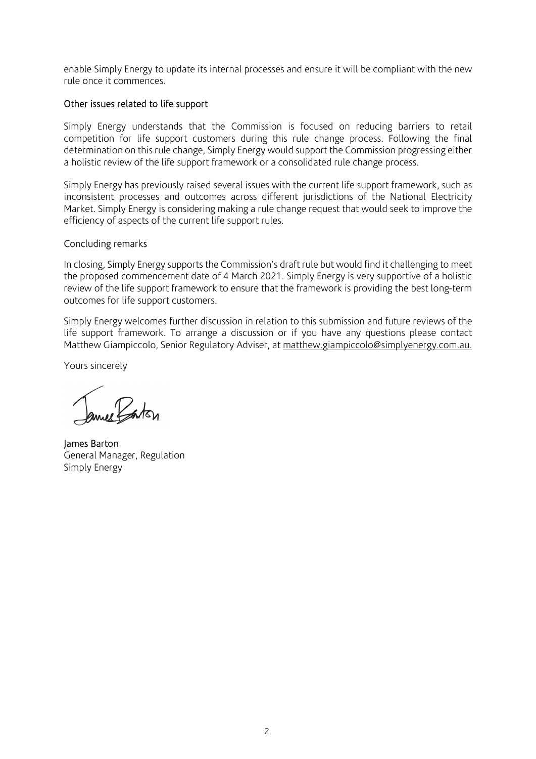enable Simply Energy to update its internal processes and ensure it will be compliant with the new rule once it commences.

### Other issues related to life support

Simply Energy understands that the Commission is focused on reducing barriers to retail competition for life support customers during this rule change process. Following the final determination on this rule change, Simply Energy would support the Commission progressing either a holistic review of the life support framework or a consolidated rule change process.

Simply Energy has previously raised several issues with the current life support framework, such as inconsistent processes and outcomes across different jurisdictions of the National Electricity Market. Simply Energy is considering making a rule change request that would seek to improve the efficiency of aspects of the current life support rules.

### Concluding remarks

In closing, Simply Energy supports the Commission's draft rule but would find it challenging to meet the proposed commencement date of 4 March 2021. Simply Energy is very supportive of a holistic review of the life support framework to ensure that the framework is providing the best long-term outcomes for life support customers.

Simply Energy welcomes further discussion in relation to this submission and future reviews of the life support framework. To arrange a discussion or if you have any questions please contact Matthew Giampiccolo, Senior Regulatory Adviser, at matthew.giampiccolo@simplyenergy.com.au.

Yours sincerely

**James Barton**
General Manager, Regulation
Simply Energy